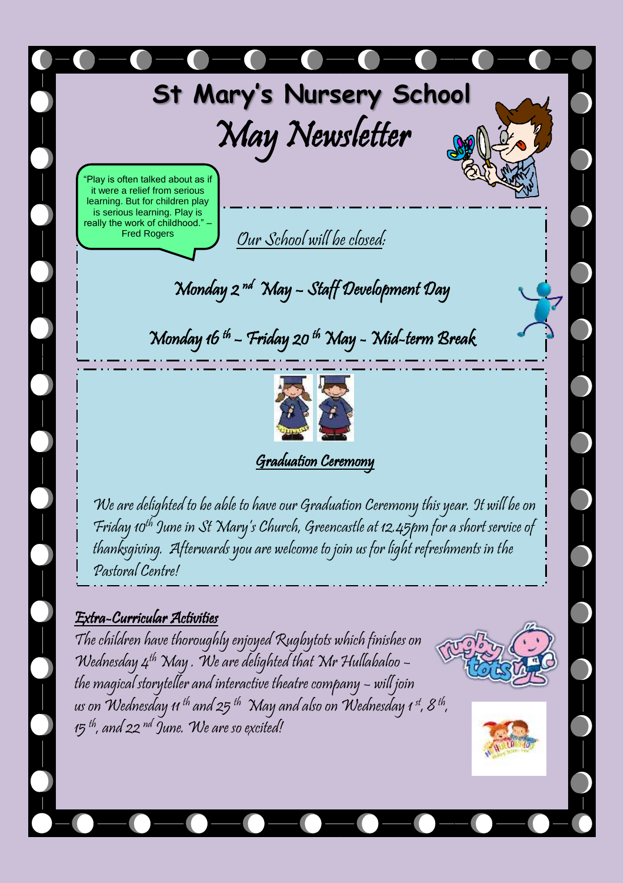# St Mary's Nursery School

## May Newsletter

"Play is often talked about as if it were a relief from serious learning. But for children play is serious learning. Play is really the work of childhood." – Fred Rogers

*Our School will be closed:*

Monday 2nd May – Staff Development Day

Monday 16th – Friday 20th May - Mid-term Break

### *Graduation Ceremony*

We are delighted to be able to have our Graduation Ceremony this year. It will be on Friday 10th June in St Mary's Church, Greencastle at 12.45pm for a short service of thanksgiving. Afterwards you are welcome to join us for light refreshments in the Pastoral Centre!

### *Extra-Curricular Activities*

The children have thoroughly enjoyed Rugbytots which finishes on Wednesday 4th May. We are delighted that Mr Hullabaloo – the magical storyteller and interactive theatre company – will join us on Wednesday 11th and 25th May and also on Wednesday 1st, 8th, 15th, and 22nd June. We are so excited!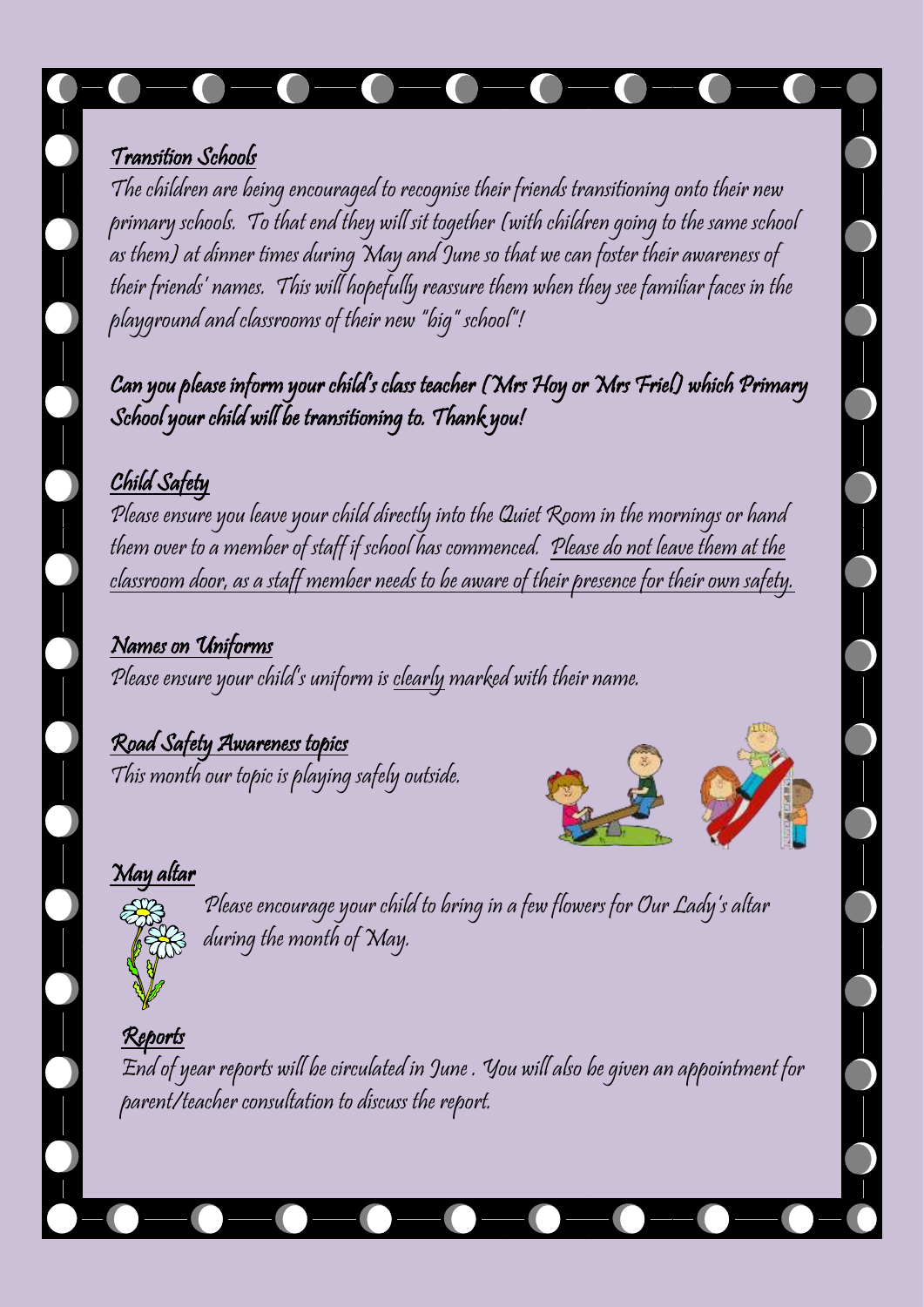## Transition Schools

The children are being encouraged to recognise their friends transitioning onto their new primary schools. To that end they will sit together (with children going to the same school as them) at dinner times during May and June so that we can foster their awareness of their friends' names. This will hopefully reassure them when they see familiar faces in the playground and classrooms of their new "big" school"!

**Can you please inform your child's class teacher (Mrs Hoy or Mrs Friel) which Primary School your child will be transitioning to. Thank you!**

## Child Safety

Please ensure you leave your child directly into the Quiet Room in the mornings or hand them over to a member of staff if school has commenced. Please do not leave them at the classroom door, as a staff member needs to be aware of their presence for their own safety.

## Names on Uniforms

Please ensure your child's uniform is clearly marked with their name.

## Road Safety Awareness topics

This month our topic is playing safely outside.

## May altar

Please encourage your child to bring in a few flowers for Our Lady's altar during the month of May.

## Reports

End of year reports will be circulated in June . You will also be given an appointment for parent/teacher consultation to discuss the report.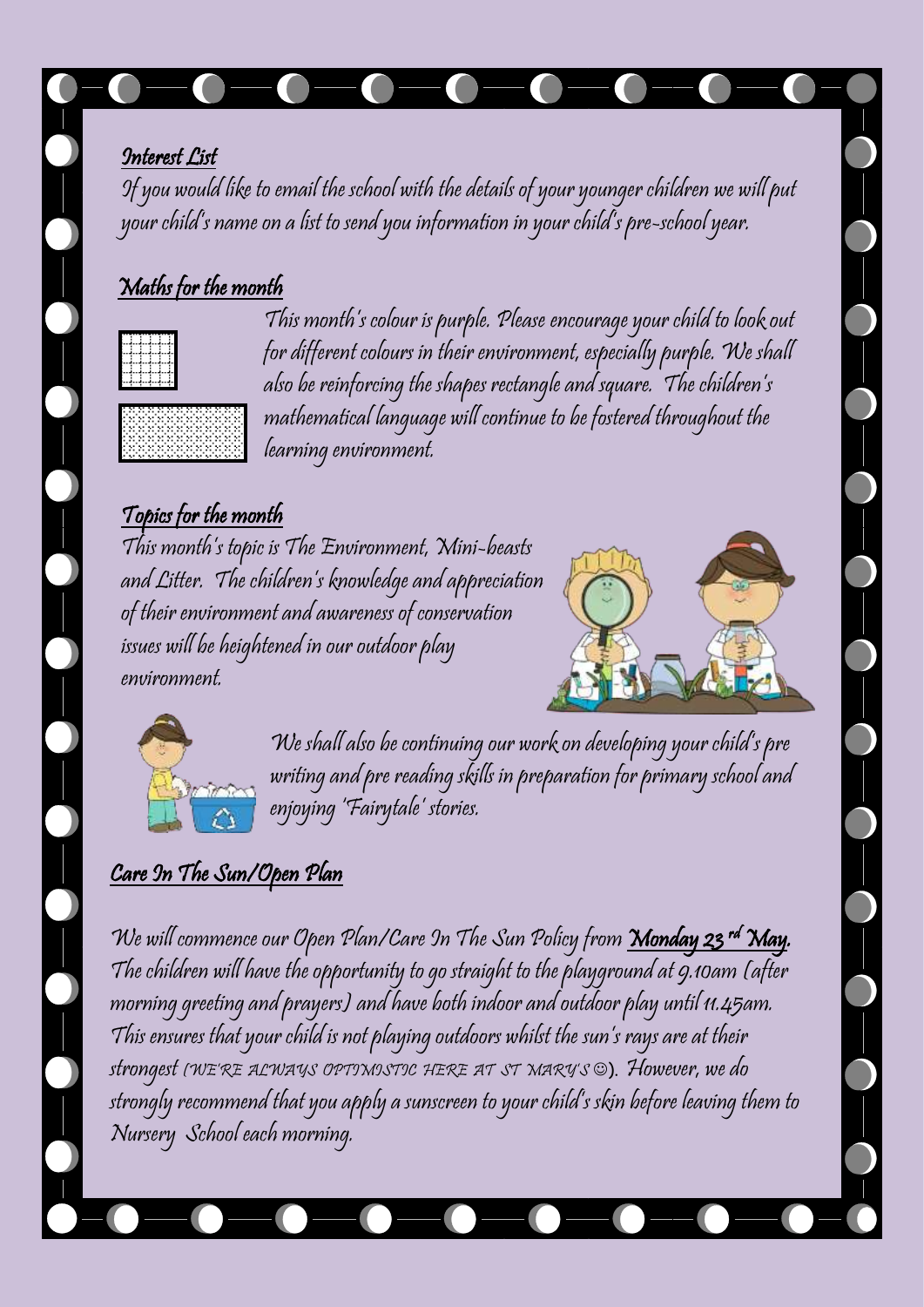## Interest List

If you would like to email the school with the details of your younger children we will put your child's name on a list to send you information in your child's pre-school year.

## Maths for the month

This month's colour is purple. Please encourage your child to look out for different colours in their environment, especially purple. We shall also be reinforcing the shapes rectangle and square. The children's mathematical language will continue to be fostered throughout the learning environment.

## Topics for the month

This month's topic is The Environment, Mini-beasts and Litter. The children's knowledge and appreciation of their environment and awareness of conservation issues will be heightened in our outdoor play environment.

We shall also be continuing our work on developing your child's pre writing and pre reading skills in preparation for primary school and enjoying 'Fairytale' stories.

## Care In The Sun/Open Plan

We will commence our Open Plan/Care In The Sun Policy from **Monday 23rd May.** The children will have the opportunity to go straight to the playground at 9.10am (after morning greeting and prayers) and have both indoor and outdoor play until 11.45am. This ensures that your child is not playing outdoors whilst the sun's rays are at their strongest (WE'RE ALWAYS OPTIMISTIC HERE AT ST MARY'S ☺). However, we do strongly recommend that you apply a sunscreen to your child's skin before leaving them to Nursery School each morning.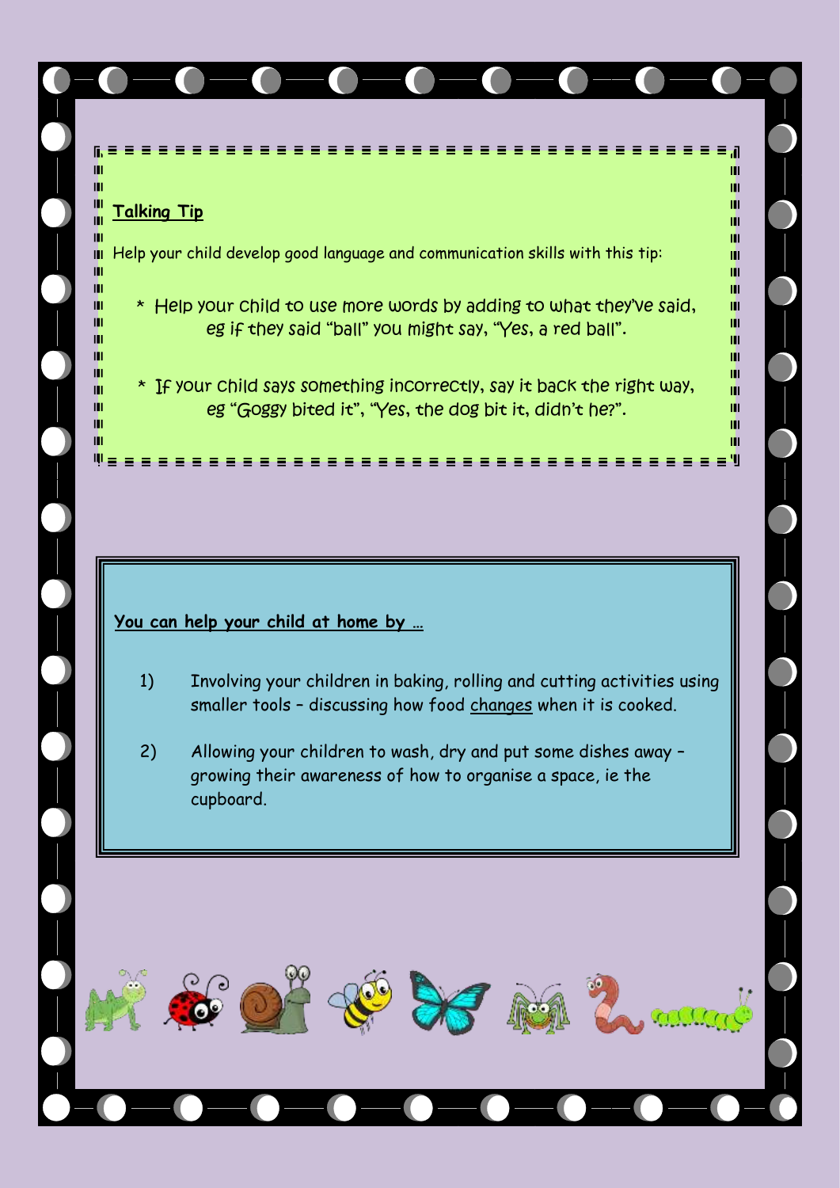## Talking Tip

Help your child develop good language and communication skills with this tip:

* Help your child to use more words by adding to what they've said, eg if they said "ball" you might say, "Yes, a red ball".

* If your child says something incorrectly, say it back the right way, eg "Goggy bited it", "Yes, the dog bit it, didn't he?".

## You can help your child at home by …

1) Involving your children in baking, rolling and cutting activities using smaller tools – discussing how food changes when it is cooked.

2) Allowing your children to wash, dry and put some dishes away – growing their awareness of how to organise a space, ie the cupboard.